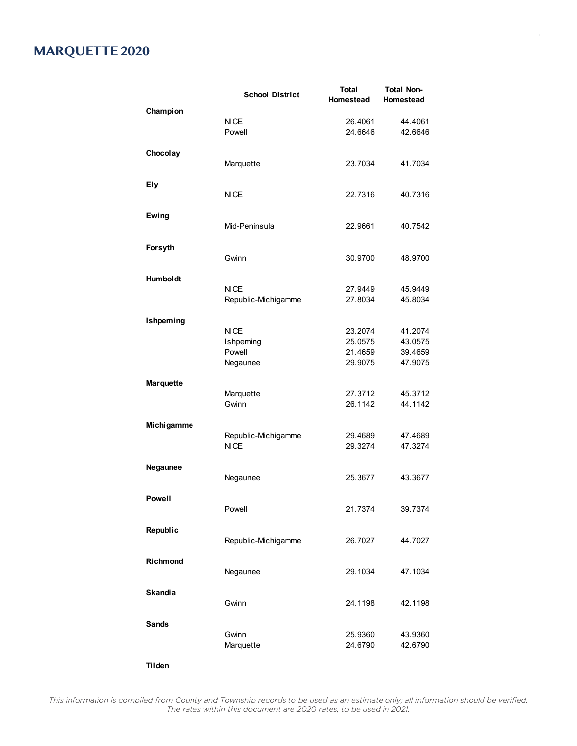# MARQUETTE 2020

| | School District | Total Homestead | Total Non-Homestead |
|---|---|---|---|
| **Champion** | | | |
| | NICE | 26.4061 | 44.4061 |
| | Powell | 24.6646 | 42.6646 |
| **Chocolay** | | | |
| | Marquette | 23.7034 | 41.7034 |
| **Ely** | | | |
| | NICE | 22.7316 | 40.7316 |
| **Ewing** | | | |
| | Mid-Peninsula | 22.9661 | 40.7542 |
| **Forsyth** | | | |
| | Gwinn | 30.9700 | 48.9700 |
| **Humboldt** | | | |
| | NICE | 27.9449 | 45.9449 |
| | Republic-Michigamme | 27.8034 | 45.8034 |
| **Ishpeming** | | | |
| | NICE | 23.2074 | 41.2074 |
| | Ishpeming | 25.0575 | 43.0575 |
| | Powell | 21.4659 | 39.4659 |
| | Negaunee | 29.9075 | 47.9075 |
| **Marquette** | | | |
| | Marquette | 27.3712 | 45.3712 |
| | Gwinn | 26.1142 | 44.1142 |
| **Michigamme** | | | |
| | Republic-Michigamme | 29.4689 | 47.4689 |
| | NICE | 29.3274 | 47.3274 |
| **Negaunee** | | | |
| | Negaunee | 25.3677 | 43.3677 |
| **Powell** | | | |
| | Powell | 21.7374 | 39.7374 |
| **Republic** | | | |
| | Republic-Michigamme | 26.7027 | 44.7027 |
| **Richmond** | | | |
| | Negaunee | 29.1034 | 47.1034 |
| **Skandia** | | | |
| | Gwinn | 24.1198 | 42.1198 |
| **Sands** | | | |
| | Gwinn | 25.9360 | 43.9360 |
| | Marquette | 24.6790 | 42.6790 |
| **Tilden** | | | |

*This information is compiled from County and Township records to be used as an estimate only; all information should be verified. The rates within this document are 2020 rates, to be used in 2021.*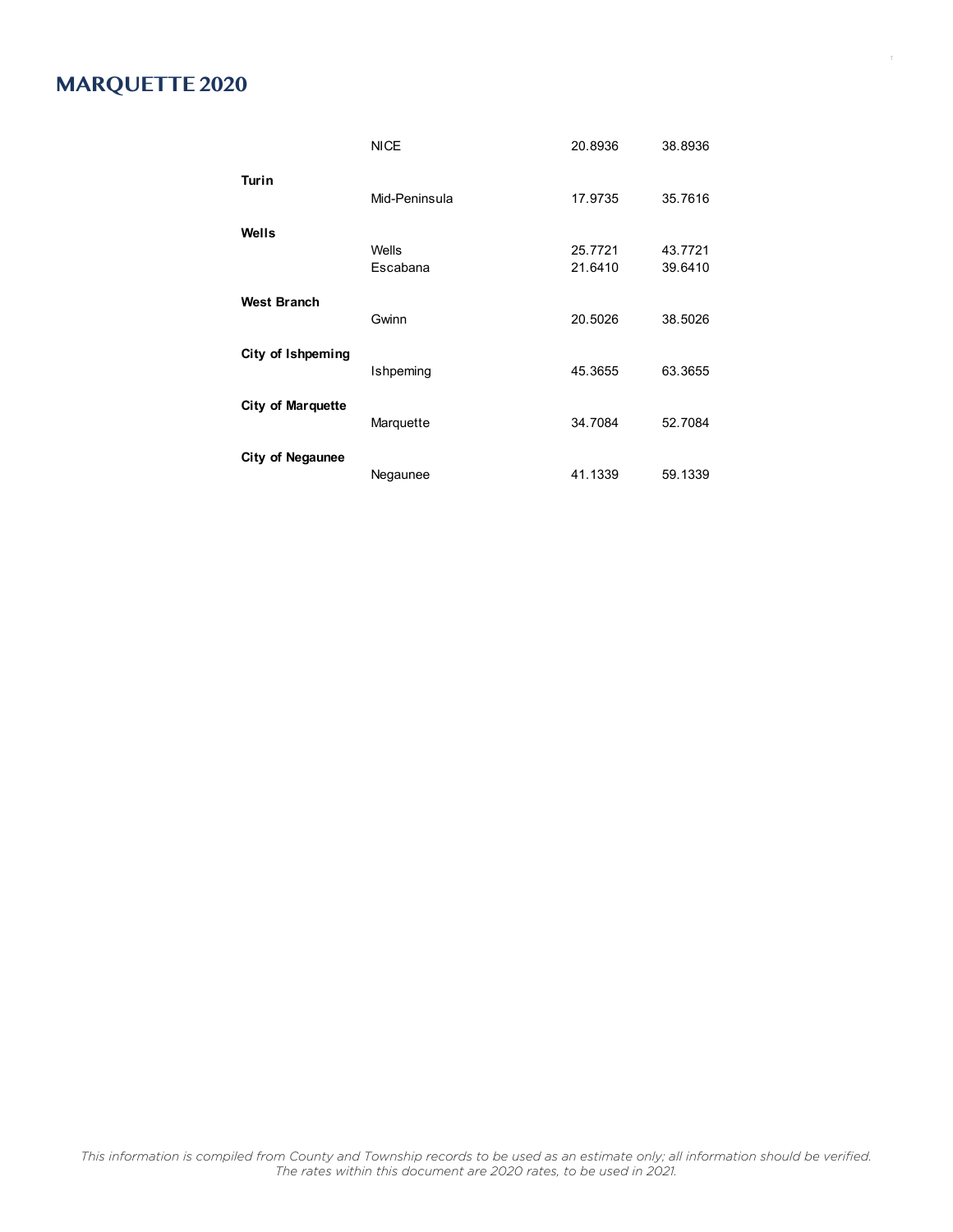# MARQUETTE 2020

| | | | |
|---|---|---|---|
| | NICE | 20.8936 | 38.8936 |
| **Turin** | | | |
| | Mid-Peninsula | 17.9735 | 35.7616 |
| **Wells** | | | |
| | Wells | 25.7721 | 43.7721 |
| | Escabana | 21.6410 | 39.6410 |
| **West Branch** | | | |
| | Gwinn | 20.5026 | 38.5026 |
| **City of Ishpeming** | | | |
| | Ishpeming | 45.3655 | 63.3655 |
| **City of Marquette** | | | |
| | Marquette | 34.7084 | 52.7084 |
| **City of Negaunee** | | | |
| | Negaunee | 41.1339 | 59.1339 |

*This information is compiled from County and Township records to be used as an estimate only; all information should be verified. The rates within this document are 2020 rates, to be used in 2021.*